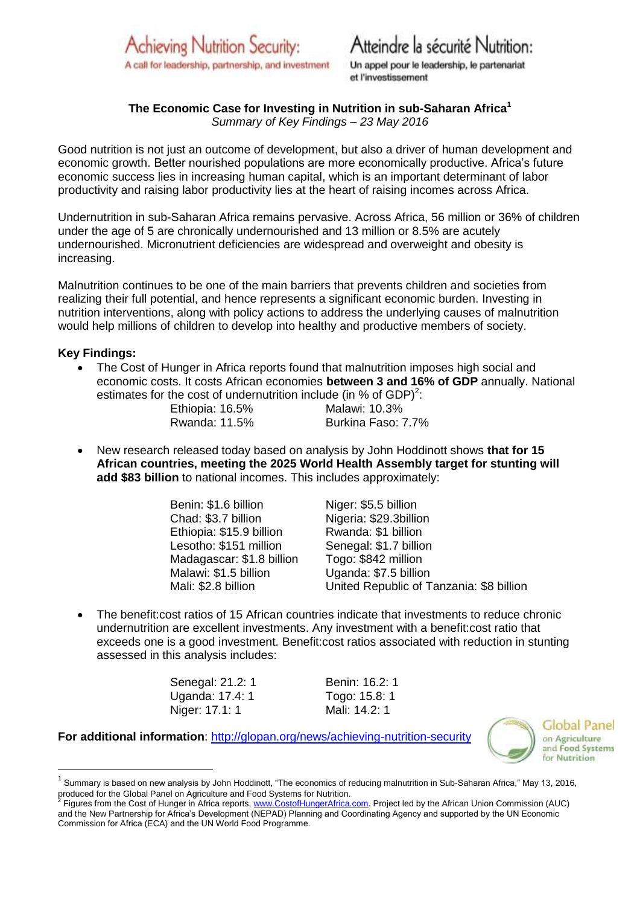Achieving Nutrition Security:
A call for leadership, partnership, and investment

Atteindre la sécurité Nutrition:
Un appel pour le leadership, le partenariat et l'investissement

# The Economic Case for Investing in Nutrition in sub-Saharan Africa[1]

*Summary of Key Findings – 23 May 2016*

Good nutrition is not just an outcome of development, but also a driver of human development and economic growth. Better nourished populations are more economically productive. Africa's future economic success lies in increasing human capital, which is an important determinant of labor productivity and raising labor productivity lies at the heart of raising incomes across Africa.

Undernutrition in sub-Saharan Africa remains pervasive. Across Africa, 56 million or 36% of children under the age of 5 are chronically undernourished and 13 million or 8.5% are acutely undernourished. Micronutrient deficiencies are widespread and overweight and obesity is increasing.

Malnutrition continues to be one of the main barriers that prevents children and societies from realizing their full potential, and hence represents a significant economic burden. Investing in nutrition interventions, along with policy actions to address the underlying causes of malnutrition would help millions of children to develop into healthy and productive members of society.

**Key Findings:**

- The Cost of Hunger in Africa reports found that malnutrition imposes high social and economic costs. It costs African economies **between 3 and 16% of GDP** annually. National estimates for the cost of undernutrition include (in % of GDP)[2]:

  | | |
  |---|---|
  | Ethiopia: 16.5% | Malawi: 10.3% |
  | Rwanda: 11.5% | Burkina Faso: 7.7% |

- New research released today based on analysis by John Hoddinott shows **that for 15 African countries, meeting the 2025 World Health Assembly target for stunting will add $83 billion** to national incomes. This includes approximately:

  | | |
  |---|---|
  | Benin: $1.6 billion | Niger: $5.5 billion |
  | Chad: $3.7 billion | Nigeria: $29.3billion |
  | Ethiopia: $15.9 billion | Rwanda: $1 billion |
  | Lesotho: $151 million | Senegal: $1.7 billion |
  | Madagascar: $1.8 billion | Togo: $842 million |
  | Malawi: $1.5 billion | Uganda: $7.5 billion |
  | Mali: $2.8 billion | United Republic of Tanzania: $8 billion |

- The benefit:cost ratios of 15 African countries indicate that investments to reduce chronic undernutrition are excellent investments. Any investment with a benefit:cost ratio that exceeds one is a good investment. Benefit:cost ratios associated with reduction in stunting assessed in this analysis includes:

  | | |
  |---|---|
  | Senegal: 21.2: 1 | Benin: 16.2: 1 |
  | Uganda: 17.4: 1 | Togo: 15.8: 1 |
  | Niger: 17.1: 1 | Mali: 14.2: 1 |

**For additional information**: [http://glopan.org/news/achieving-nutrition-security](http://glopan.org/news/achieving-nutrition-security)

Global Panel on Agriculture and Food Systems for Nutrition

---

[1] Summary is based on new analysis by John Hoddinott, "The economics of reducing malnutrition in Sub-Saharan Africa," May 13, 2016, produced for the Global Panel on Agriculture and Food Systems for Nutrition.

[2] Figures from the Cost of Hunger in Africa reports, www.CostofHungerAfrica.com. Project led by the African Union Commission (AUC) and the New Partnership for Africa's Development (NEPAD) Planning and Coordinating Agency and supported by the UN Economic Commission for Africa (ECA) and the UN World Food Programme.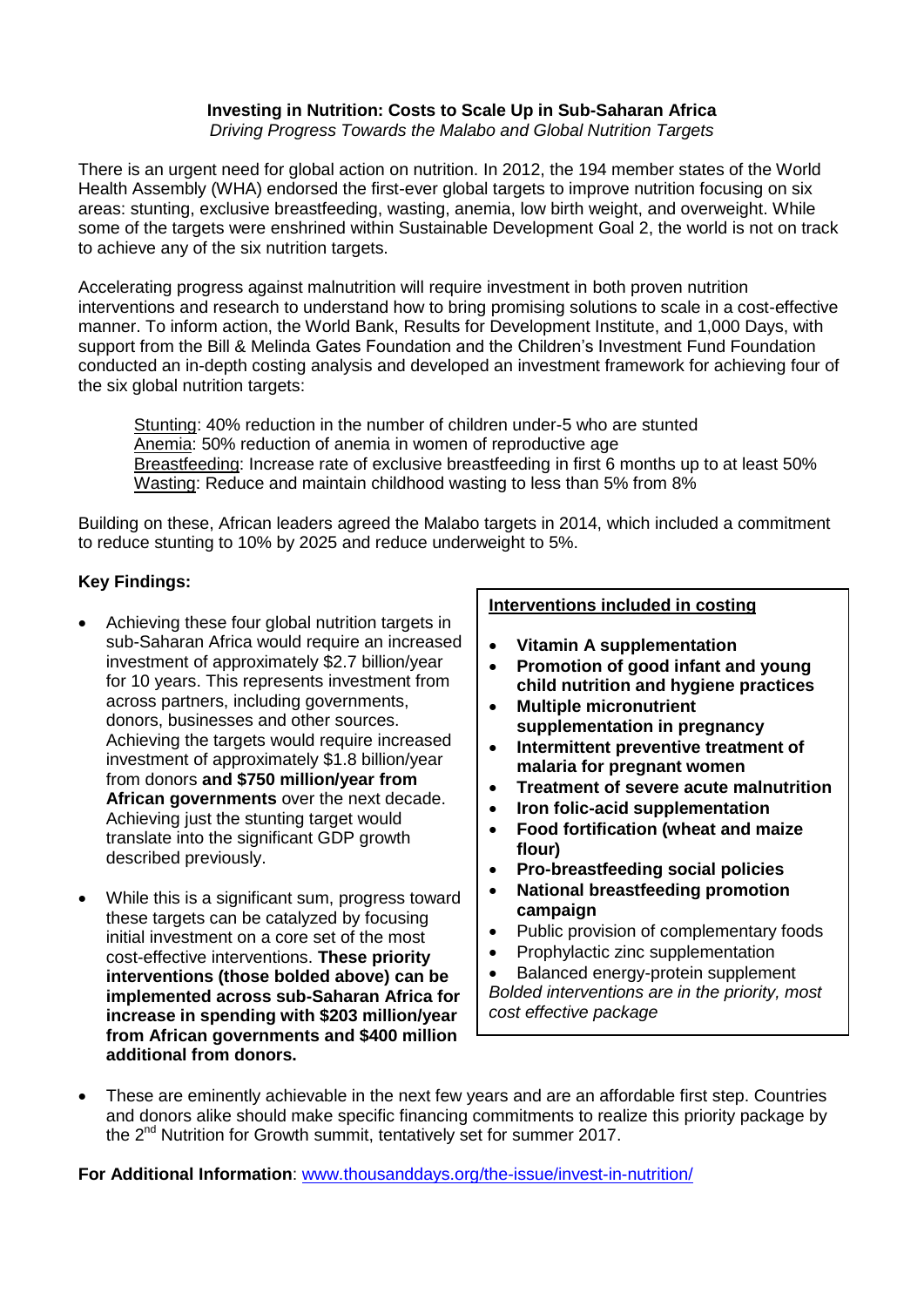# Investing in Nutrition: Costs to Scale Up in Sub-Saharan Africa

*Driving Progress Towards the Malabo and Global Nutrition Targets*

There is an urgent need for global action on nutrition. In 2012, the 194 member states of the World Health Assembly (WHA) endorsed the first-ever global targets to improve nutrition focusing on six areas: stunting, exclusive breastfeeding, wasting, anemia, low birth weight, and overweight. While some of the targets were enshrined within Sustainable Development Goal 2, the world is not on track to achieve any of the six nutrition targets.

Accelerating progress against malnutrition will require investment in both proven nutrition interventions and research to understand how to bring promising solutions to scale in a cost-effective manner. To inform action, the World Bank, Results for Development Institute, and 1,000 Days, with support from the Bill & Melinda Gates Foundation and the Children's Investment Fund Foundation conducted an in-depth costing analysis and developed an investment framework for achieving four of the six global nutrition targets:

> <u>Stunting</u>: 40% reduction in the number of children under-5 who are stunted
> <u>Anemia</u>: 50% reduction of anemia in women of reproductive age
> <u>Breastfeeding</u>: Increase rate of exclusive breastfeeding in first 6 months up to at least 50%
> <u>Wasting</u>: Reduce and maintain childhood wasting to less than 5% from 8%

Building on these, African leaders agreed the Malabo targets in 2014, which included a commitment to reduce stunting to 10% by 2025 and reduce underweight to 5%.

**Key Findings:**

- Achieving these four global nutrition targets in sub-Saharan Africa would require an increased investment of approximately $2.7 billion/year for 10 years. This represents investment from across partners, including governments, donors, businesses and other sources. Achieving the targets would require increased investment of approximately $1.8 billion/year from donors **and $750 million/year from African governments** over the next decade. Achieving just the stunting target would translate into the significant GDP growth described previously.
- While this is a significant sum, progress toward these targets can be catalyzed by focusing initial investment on a core set of the most cost-effective interventions. **These priority interventions (those bolded above) can be implemented across sub-Saharan Africa for increase in spending with $203 million/year from African governments and $400 million additional from donors.**

**<u>Interventions included in costing</u>**

- **Vitamin A supplementation**
- **Promotion of good infant and young child nutrition and hygiene practices**
- **Multiple micronutrient supplementation in pregnancy**
- **Intermittent preventive treatment of malaria for pregnant women**
- **Treatment of severe acute malnutrition**
- **Iron folic-acid supplementation**
- **Food fortification (wheat and maize flour)**
- **Pro-breastfeeding social policies**
- **National breastfeeding promotion campaign**
- Public provision of complementary foods
- Prophylactic zinc supplementation
- Balanced energy-protein supplement

*Bolded interventions are in the priority, most cost effective package*

- These are eminently achievable in the next few years and are an affordable first step. Countries and donors alike should make specific financing commitments to realize this priority package by the 2nd Nutrition for Growth summit, tentatively set for summer 2017.

**For Additional Information**: www.thousanddays.org/the-issue/invest-in-nutrition/